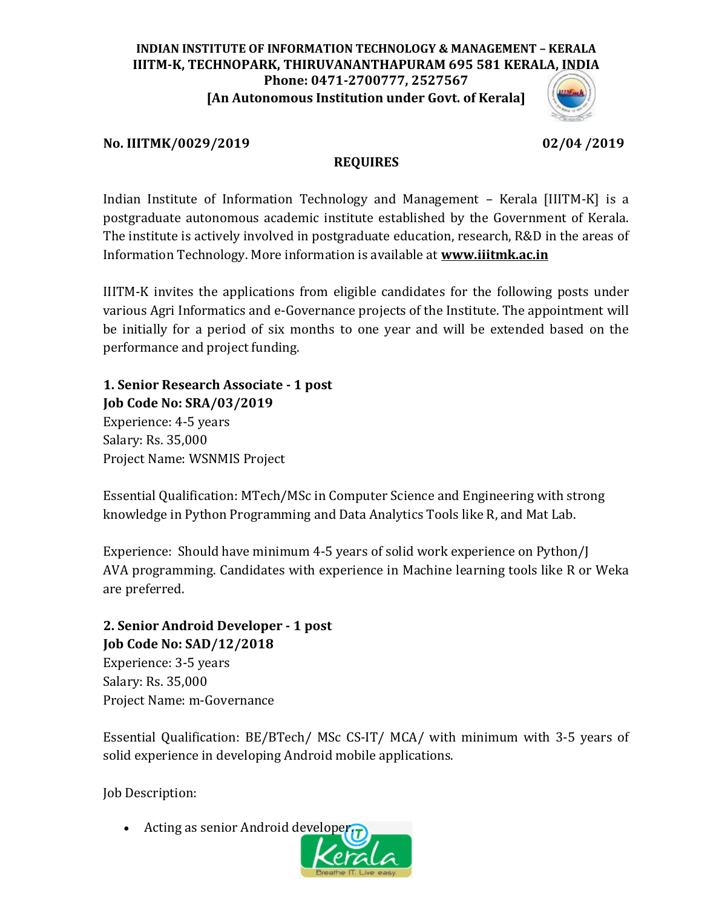**INDIAN INSTITUTE OF INFORMATION TECHNOLOGY & MANAGEMENT – KERALA**
**IIITM-K, TECHNOPARK, THIRUVANANTHAPURAM 695 581 KERALA, INDIA**
**Phone: 0471-2700777, 2527567**
**[An Autonomous Institution under Govt. of Kerala]**

**No. IIITMK/0029/2019** **02/04 /2019**

## REQUIRES

Indian Institute of Information Technology and Management – Kerala [IIITM-K] is a postgraduate autonomous academic institute established by the Government of Kerala. The institute is actively involved in postgraduate education, research, R&D in the areas of Information Technology. More information is available at **www.iiitmk.ac.in**

IIITM-K invites the applications from eligible candidates for the following posts under various Agri Informatics and e-Governance projects of the Institute. The appointment will be initially for a period of six months to one year and will be extended based on the performance and project funding.

**1. Senior Research Associate - 1 post**
**Job Code No: SRA/03/2019**
Experience: 4-5 years
Salary: Rs. 35,000
Project Name: WSNMIS Project

Essential Qualification: MTech/MSc in Computer Science and Engineering with strong knowledge in Python Programming and Data Analytics Tools like R, and Mat Lab.

Experience: Should have minimum 4-5 years of solid work experience on Python/J AVA programming. Candidates with experience in Machine learning tools like R or Weka are preferred.

**2. Senior Android Developer - 1 post**
**Job Code No: SAD/12/2018**
Experience: 3-5 years
Salary: Rs. 35,000
Project Name: m-Governance

Essential Qualification: BE/BTech/ MSc CS-IT/ MCA/ with minimum with 3-5 years of solid experience in developing Android mobile applications.

Job Description:

- Acting as senior Android developer.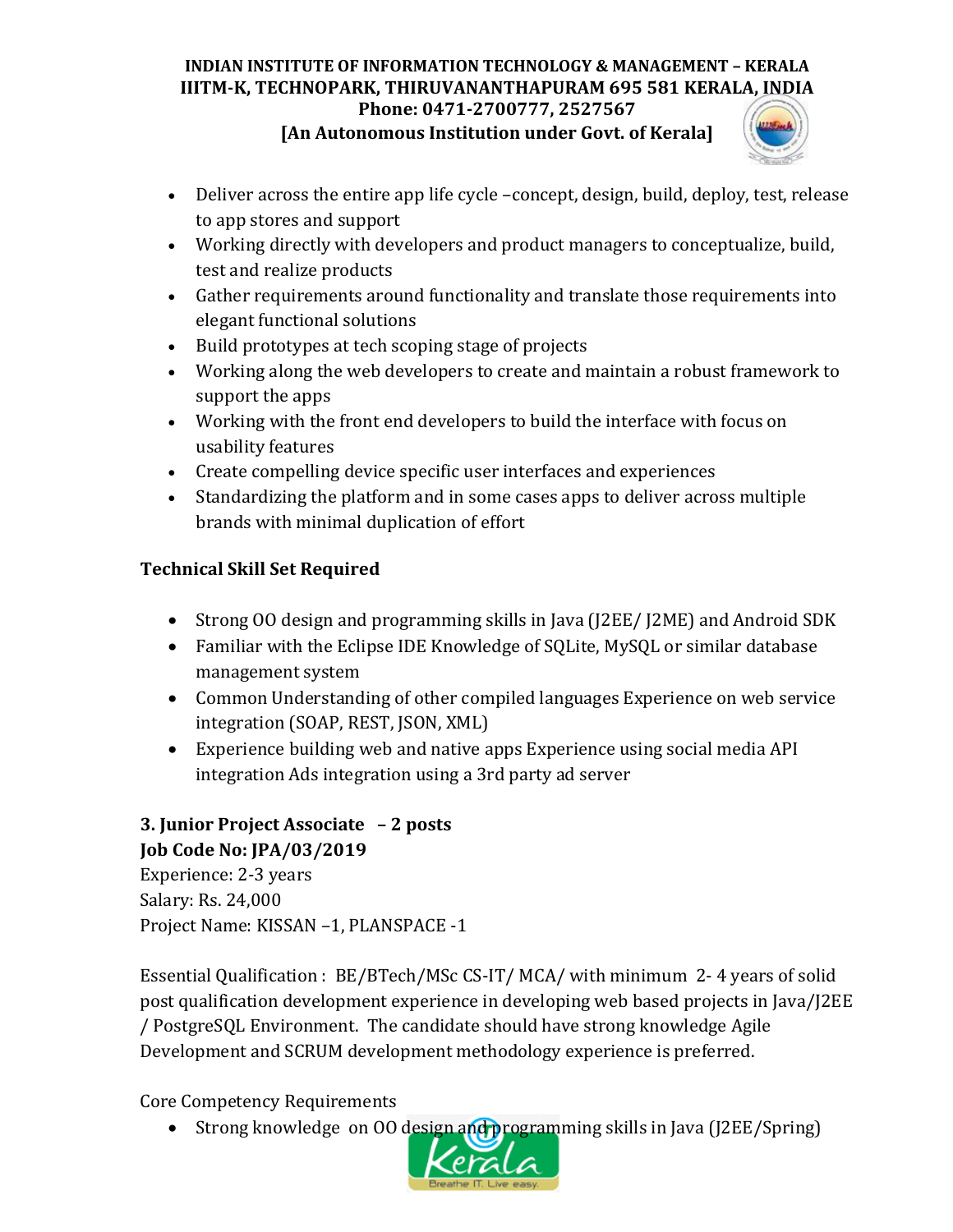- Deliver across the entire app life cycle –concept, design, build, deploy, test, release to app stores and support
- Working directly with developers and product managers to conceptualize, build, test and realize products
- Gather requirements around functionality and translate those requirements into elegant functional solutions
- Build prototypes at tech scoping stage of projects
- Working along the web developers to create and maintain a robust framework to support the apps
- Working with the front end developers to build the interface with focus on usability features
- Create compelling device specific user interfaces and experiences
- Standardizing the platform and in some cases apps to deliver across multiple brands with minimal duplication of effort

**Technical Skill Set Required**

- Strong OO design and programming skills in Java (J2EE/ J2ME) and Android SDK
- Familiar with the Eclipse IDE Knowledge of SQLite, MySQL or similar database management system
- Common Understanding of other compiled languages Experience on web service integration (SOAP, REST, JSON, XML)
- Experience building web and native apps Experience using social media API integration Ads integration using a 3rd party ad server

**3. Junior Project Associate – 2 posts**
**Job Code No: JPA/03/2019**
Experience: 2-3 years
Salary: Rs. 24,000
Project Name: KISSAN –1, PLANSPACE -1

Essential Qualification : BE/BTech/MSc CS-IT/ MCA/ with minimum 2- 4 years of solid post qualification development experience in developing web based projects in Java/J2EE / PostgreSQL Environment. The candidate should have strong knowledge Agile Development and SCRUM development methodology experience is preferred.

Core Competency Requirements

- Strong knowledge on OO design and programming skills in Java (J2EE/Spring)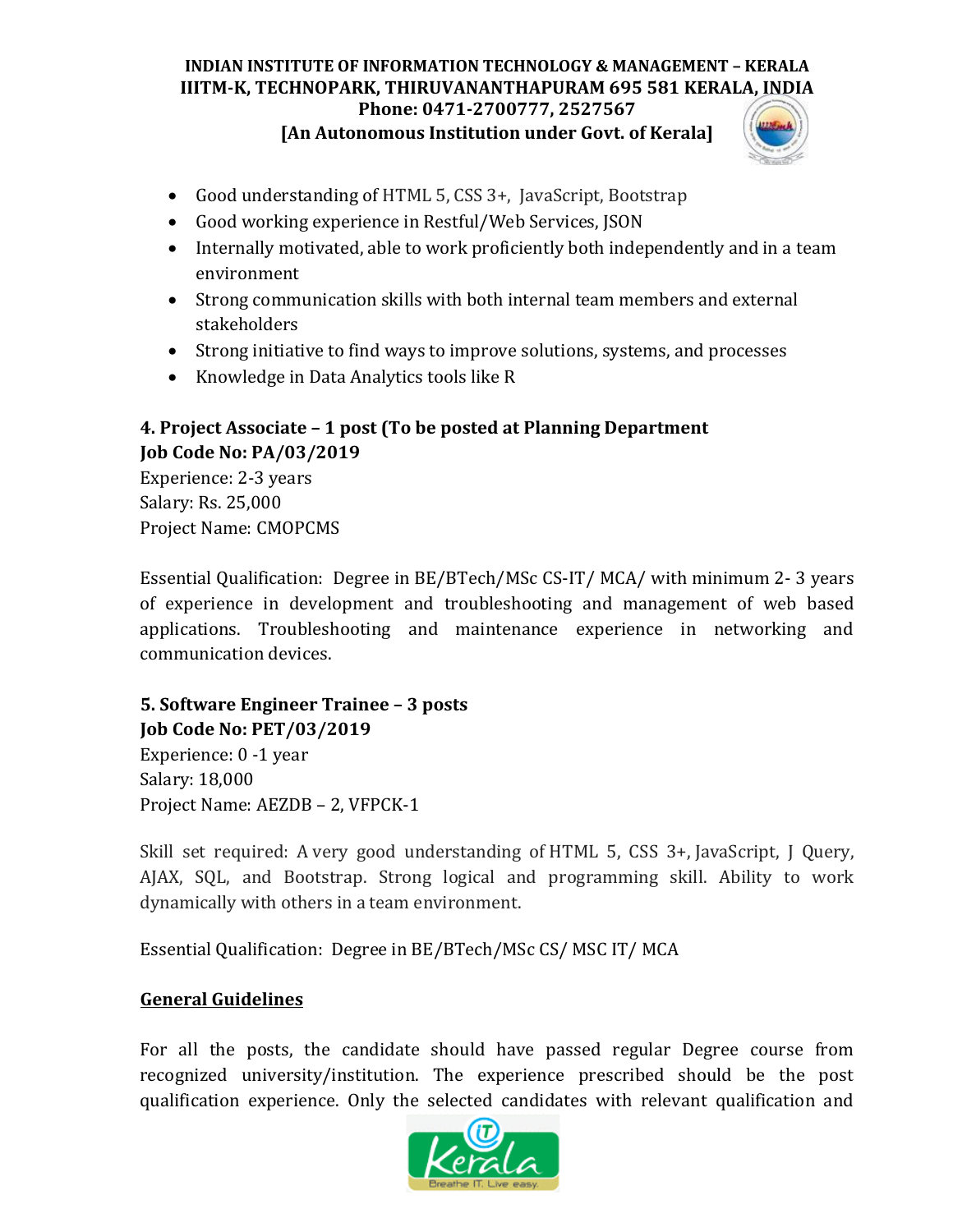- Good understanding of HTML 5, CSS 3+, JavaScript, Bootstrap
- Good working experience in Restful/Web Services, JSON
- Internally motivated, able to work proficiently both independently and in a team environment
- Strong communication skills with both internal team members and external stakeholders
- Strong initiative to find ways to improve solutions, systems, and processes
- Knowledge in Data Analytics tools like R

**4. Project Associate – 1 post (To be posted at Planning Department**
**Job Code No: PA/03/2019**
Experience: 2-3 years
Salary: Rs. 25,000
Project Name: CMOPCMS

Essential Qualification: Degree in BE/BTech/MSc CS-IT/ MCA/ with minimum 2- 3 years of experience in development and troubleshooting and management of web based applications. Troubleshooting and maintenance experience in networking and communication devices.

**5. Software Engineer Trainee – 3 posts**
**Job Code No: PET/03/2019**
Experience: 0 -1 year
Salary: 18,000
Project Name: AEZDB – 2, VFPCK-1

Skill set required: A very good understanding of HTML 5, CSS 3+, JavaScript, J Query, AJAX, SQL, and Bootstrap. Strong logical and programming skill. Ability to work dynamically with others in a team environment.

Essential Qualification: Degree in BE/BTech/MSc CS/ MSC IT/ MCA

**General Guidelines**

For all the posts, the candidate should have passed regular Degree course from recognized university/institution. The experience prescribed should be the post qualification experience. Only the selected candidates with relevant qualification and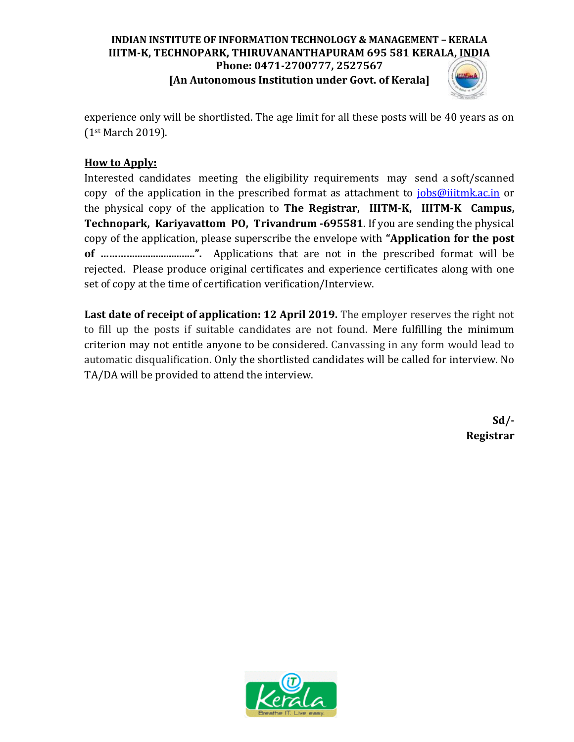experience only will be shortlisted. The age limit for all these posts will be 40 years as on (1st March 2019).

**How to Apply:**

Interested candidates meeting the eligibility requirements may send a soft/scanned copy of the application in the prescribed format as attachment to jobs@iiitmk.ac.in or the physical copy of the application to **The Registrar, IIITM-K, IIITM-K Campus, Technopark, Kariyavattom PO, Trivandrum -695581**. If you are sending the physical copy of the application, please superscribe the envelope with **"Application for the post of ……..........................".** Applications that are not in the prescribed format will be rejected. Please produce original certificates and experience certificates along with one set of copy at the time of certification verification/Interview.

**Last date of receipt of application: 12 April 2019.** The employer reserves the right not to fill up the posts if suitable candidates are not found. Mere fulfilling the minimum criterion may not entitle anyone to be considered. Canvassing in any form would lead to automatic disqualification. Only the shortlisted candidates will be called for interview. No TA/DA will be provided to attend the interview.

**Sd/-**
**Registrar**